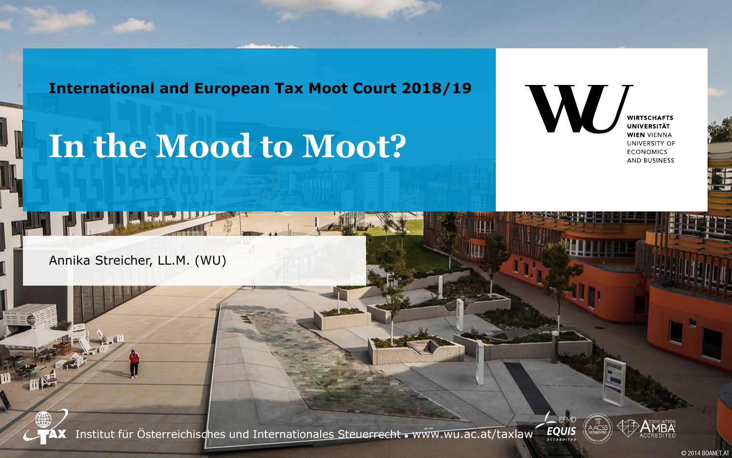International and European Tax Moot Court 2018/19

# In the Mood to Moot?

WIRTSCHAFTS UNIVERSITÄT WIEN VIENNA UNIVERSITY OF ECONOMICS AND BUSINESS

Annika Streicher, LL.M. (WU)

Institut für Österreichisches und Internationales Steuerrecht ▪ www.wu.ac.at/taxlaw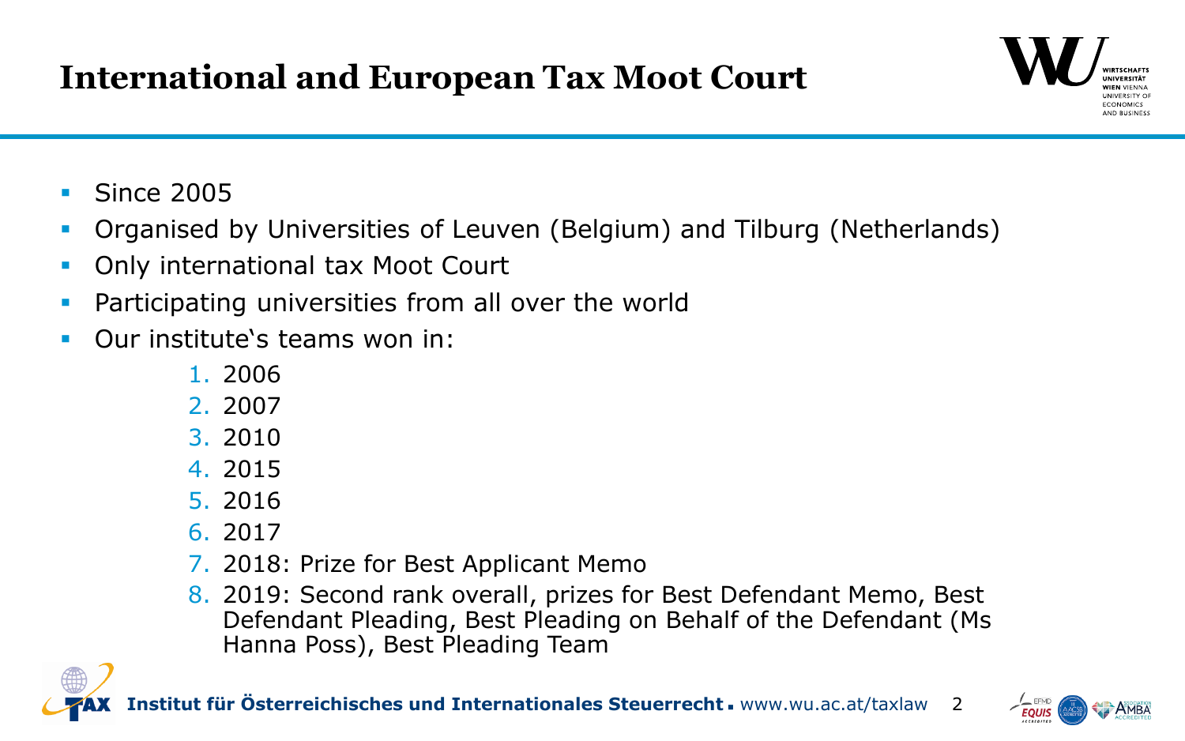# International and European Tax Moot Court

- Since 2005
- Organised by Universities of Leuven (Belgium) and Tilburg (Netherlands)
- Only international tax Moot Court
- Participating universities from all over the world
- Our institute's teams won in:
  1. 2006
  2. 2007
  3. 2010
  4. 2015
  5. 2016
  6. 2017
  7. 2018: Prize for Best Applicant Memo
  8. 2019: Second rank overall, prizes for Best Defendant Memo, Best Defendant Pleading, Best Pleading on Behalf of the Defendant (Ms Hanna Poss), Best Pleading Team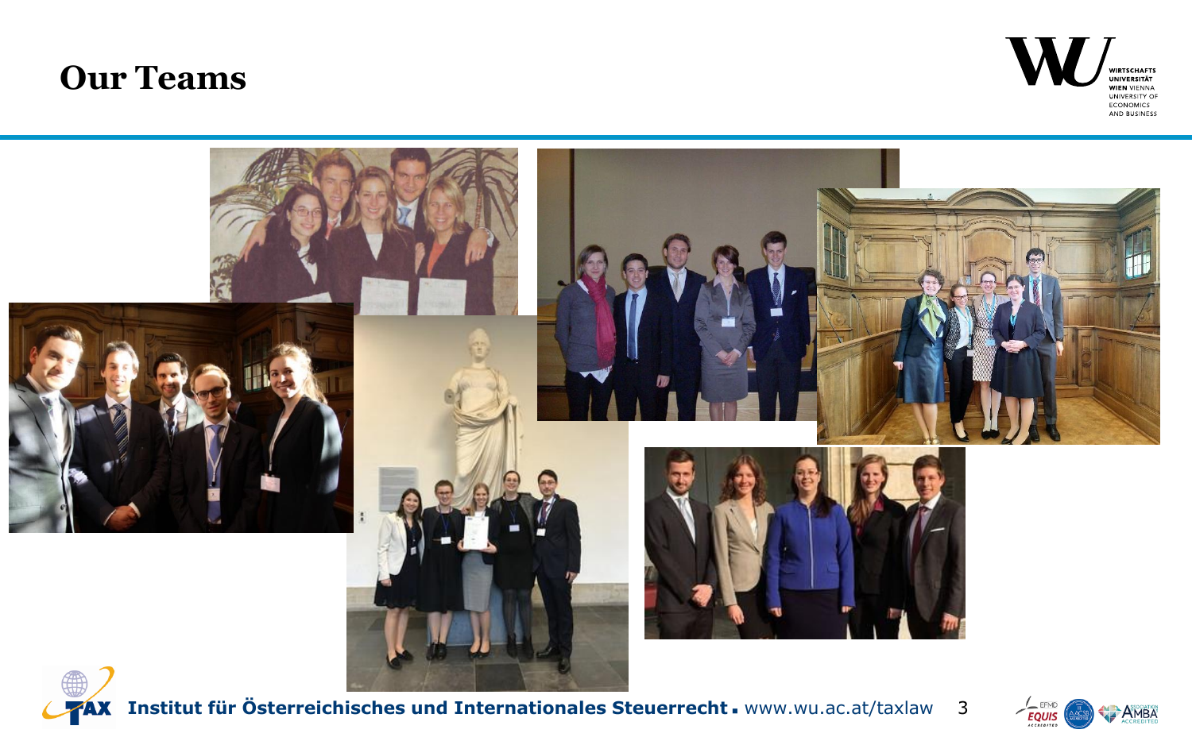# Our Teams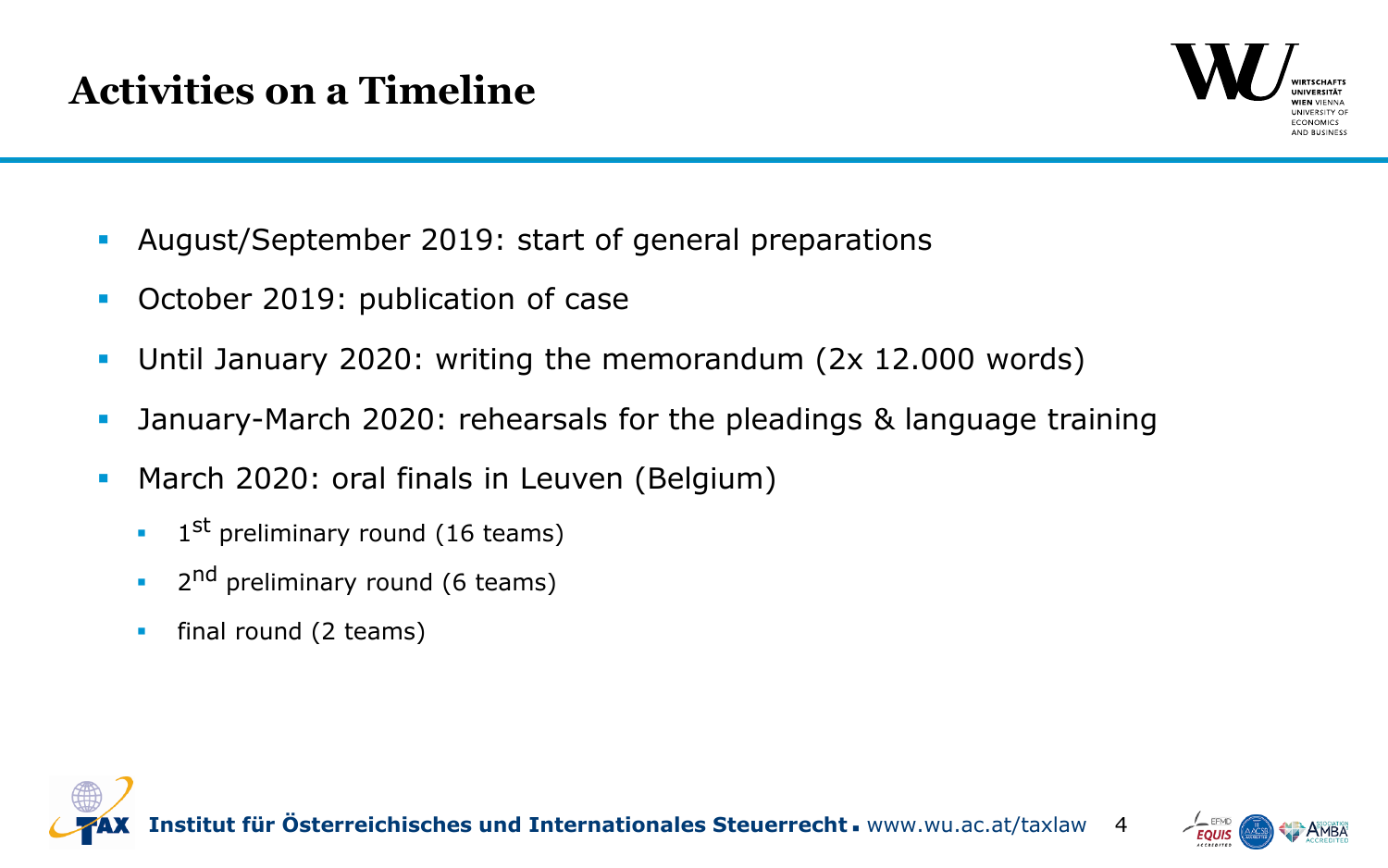# Activities on a Timeline

- August/September 2019: start of general preparations
- October 2019: publication of case
- Until January 2020: writing the memorandum (2x 12.000 words)
- January-March 2020: rehearsals for the pleadings & language training
- March 2020: oral finals in Leuven (Belgium)
  - 1st preliminary round (16 teams)
  - 2nd preliminary round (6 teams)
  - final round (2 teams)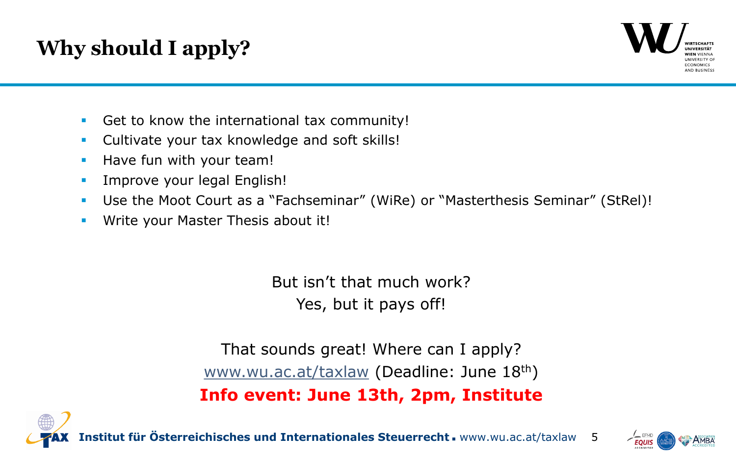# Why should I apply?

- Get to know the international tax community!
- Cultivate your tax knowledge and soft skills!
- Have fun with your team!
- Improve your legal English!
- Use the Moot Court as a "Fachseminar" (WiRe) or "Masterthesis Seminar" (StRel)!
- Write your Master Thesis about it!

But isn't that much work?
Yes, but it pays off!

That sounds great! Where can I apply?
www.wu.ac.at/taxlaw (Deadline: June 18th)

**Info event: June 13th, 2pm, Institute**